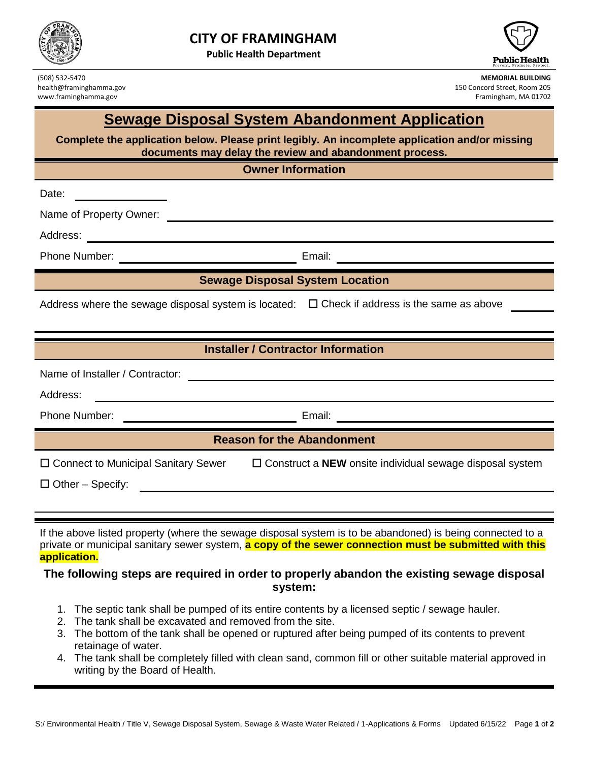# CITY OF FRAMINGHAM

**Public Health Department**

(508) 532-5470
health@framinghamma.gov
www.framinghamma.gov

**MEMORIAL BUILDING**
150 Concord Street, Room 205
Framingham, MA 01702

## Sewage Disposal System Abandonment Application

**Complete the application below. Please print legibly. An incomplete application and/or missing documents may delay the review and abandonment process.**

### Owner Information

Date: ____________

Name of Property Owner: ____________________________________________

Address: ____________________________________________

Phone Number: ______________________ Email: ______________________

### Sewage Disposal System Location

Address where the sewage disposal system is located: ☐ Check if address is the same as above ________

____________________________________________

### Installer / Contractor Information

Name of Installer / Contractor: ____________________________________________

Address: ____________________________________________

Phone Number: ______________________ Email: ______________________

### Reason for the Abandonment

☐ Connect to Municipal Sanitary Sewer ☐ Construct a **NEW** onsite individual sewage disposal system

☐ Other – Specify: ____________________________________________

____________________________________________

If the above listed property (where the sewage disposal system is to be abandoned) is being connected to a private or municipal sanitary sewer system, **a copy of the sewer connection must be submitted with this application.**

**The following steps are required in order to properly abandon the existing sewage disposal system:**

1. The septic tank shall be pumped of its entire contents by a licensed septic / sewage hauler.
2. The tank shall be excavated and removed from the site.
3. The bottom of the tank shall be opened or ruptured after being pumped of its contents to prevent retainage of water.
4. The tank shall be completely filled with clean sand, common fill or other suitable material approved in writing by the Board of Health.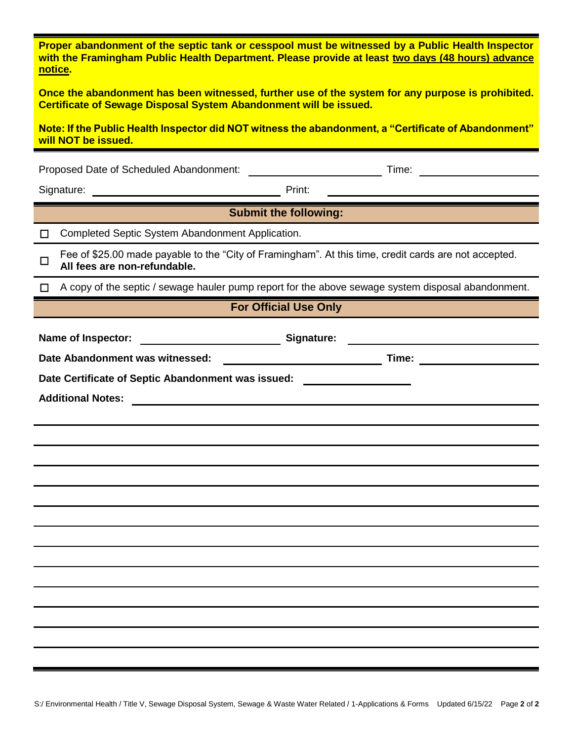**Proper abandonment of the septic tank or cesspool must be witnessed by a Public Health Inspector with the Framingham Public Health Department. Please provide at least two days (48 hours) advance notice.**

**Once the abandonment has been witnessed, further use of the system for any purpose is prohibited. Certificate of Sewage Disposal System Abandonment will be issued.**

**Note: If the Public Health Inspector did NOT witness the abandonment, a "Certificate of Abandonment" will NOT be issued.**

Proposed Date of Scheduled Abandonment: ____________________ Time: ____________

Signature: ______________________________ Print: ______________________________

## Submit the following:

- ☐ Completed Septic System Abandonment Application.
- ☐ Fee of $25.00 made payable to the "City of Framingham". At this time, credit cards are not accepted. **All fees are non-refundable.**
- ☐ A copy of the septic / sewage hauler pump report for the above sewage system disposal abandonment.

## For Official Use Only

**Name of Inspector:** ____________________ **Signature:** ______________________________

**Date Abandonment was witnessed:** ____________________ **Time:** ____________

**Date Certificate of Septic Abandonment was issued:** ____________________

**Additional Notes:** ______________________________________________________________